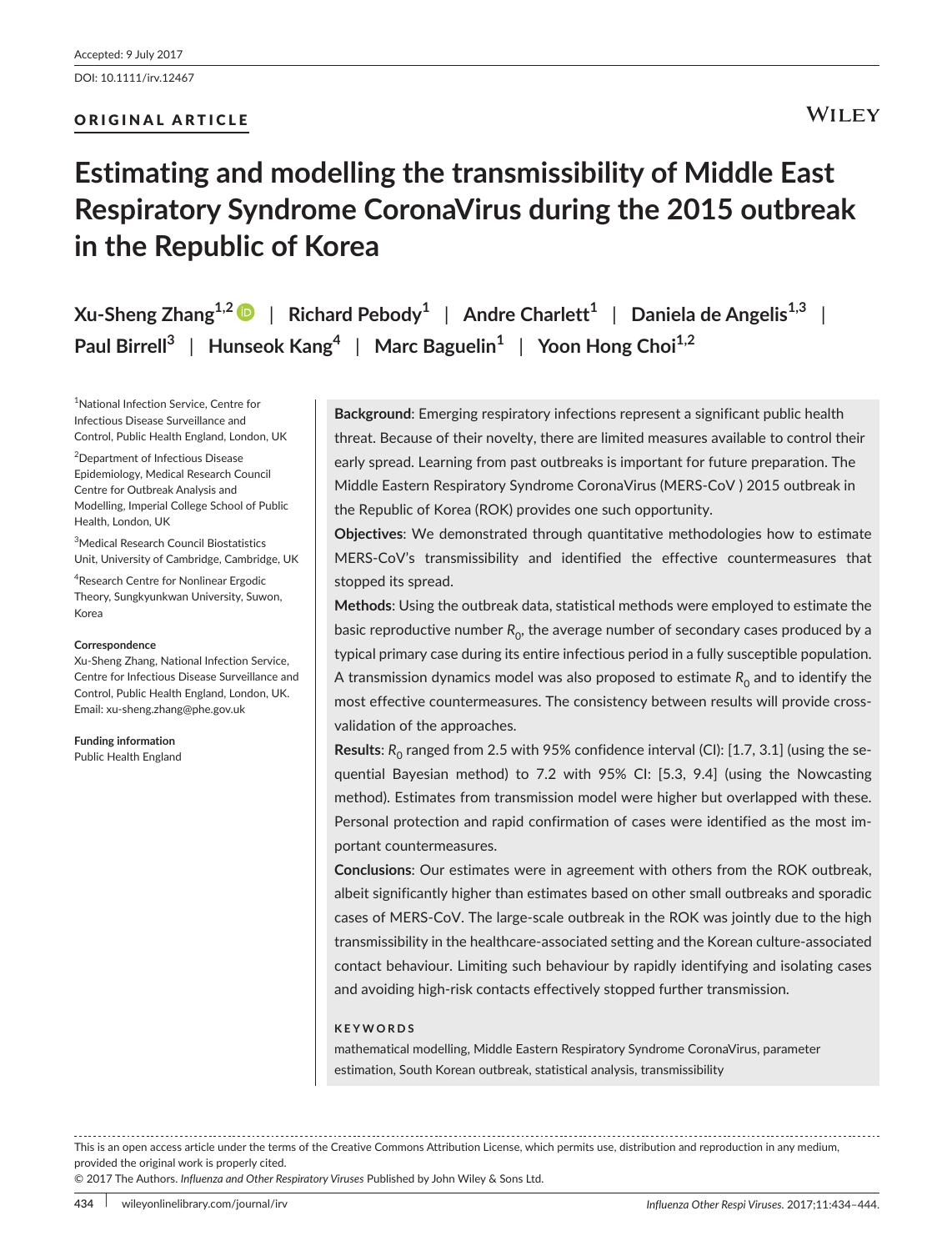Accepted: 9 July 2017

DOI: 10.1111/irv.12467

ORIGINAL ARTICLE

# Estimating and modelling the transmissibility of Middle East Respiratory Syndrome CoronaVirus during the 2015 outbreak in the Republic of Korea

**Xu-Sheng Zhang[1,2]** | **Richard Pebody[1]** | **Andre Charlett[1]** | **Daniela de Angelis[1,3]** | **Paul Birrell[3]** | **Hunseok Kang[4]** | **Marc Baguelin[1]** | **Yoon Hong Choi[1,2]**

[1]National Infection Service, Centre for Infectious Disease Surveillance and Control, Public Health England, London, UK

[2]Department of Infectious Disease Epidemiology, Medical Research Council Centre for Outbreak Analysis and Modelling, Imperial College School of Public Health, London, UK

[3]Medical Research Council Biostatistics Unit, University of Cambridge, Cambridge, UK

[4]Research Centre for Nonlinear Ergodic Theory, Sungkyunkwan University, Suwon, Korea

**Correspondence**
Xu-Sheng Zhang, National Infection Service, Centre for Infectious Disease Surveillance and Control, Public Health England, London, UK.
Email: xu-sheng.zhang@phe.gov.uk

**Funding information**
Public Health England

**Background**: Emerging respiratory infections represent a significant public health threat. Because of their novelty, there are limited measures available to control their early spread. Learning from past outbreaks is important for future preparation. The Middle Eastern Respiratory Syndrome CoronaVirus (MERS-CoV ) 2015 outbreak in the Republic of Korea (ROK) provides one such opportunity.

**Objectives**: We demonstrated through quantitative methodologies how to estimate MERS-CoV's transmissibility and identified the effective countermeasures that stopped its spread.

**Methods**: Using the outbreak data, statistical methods were employed to estimate the basic reproductive number $R_0$, the average number of secondary cases produced by a typical primary case during its entire infectious period in a fully susceptible population. A transmission dynamics model was also proposed to estimate $R_0$ and to identify the most effective countermeasures. The consistency between results will provide cross-validation of the approaches.

**Results**: $R_0$ ranged from 2.5 with 95% confidence interval (CI): [1.7, 3.1] (using the sequential Bayesian method) to 7.2 with 95% CI: [5.3, 9.4] (using the Nowcasting method). Estimates from transmission model were higher but overlapped with these. Personal protection and rapid confirmation of cases were identified as the most important countermeasures.

**Conclusions**: Our estimates were in agreement with others from the ROK outbreak, albeit significantly higher than estimates based on other small outbreaks and sporadic cases of MERS-CoV. The large-scale outbreak in the ROK was jointly due to the high transmissibility in the healthcare-associated setting and the Korean culture-associated contact behaviour. Limiting such behaviour by rapidly identifying and isolating cases and avoiding high-risk contacts effectively stopped further transmission.

**KEYWORDS**

mathematical modelling, Middle Eastern Respiratory Syndrome CoronaVirus, parameter estimation, South Korean outbreak, statistical analysis, transmissibility

This is an open access article under the terms of the Creative Commons Attribution License, which permits use, distribution and reproduction in any medium, provided the original work is properly cited.
© 2017 The Authors. *Influenza and Other Respiratory Viruses* Published by John Wiley & Sons Ltd.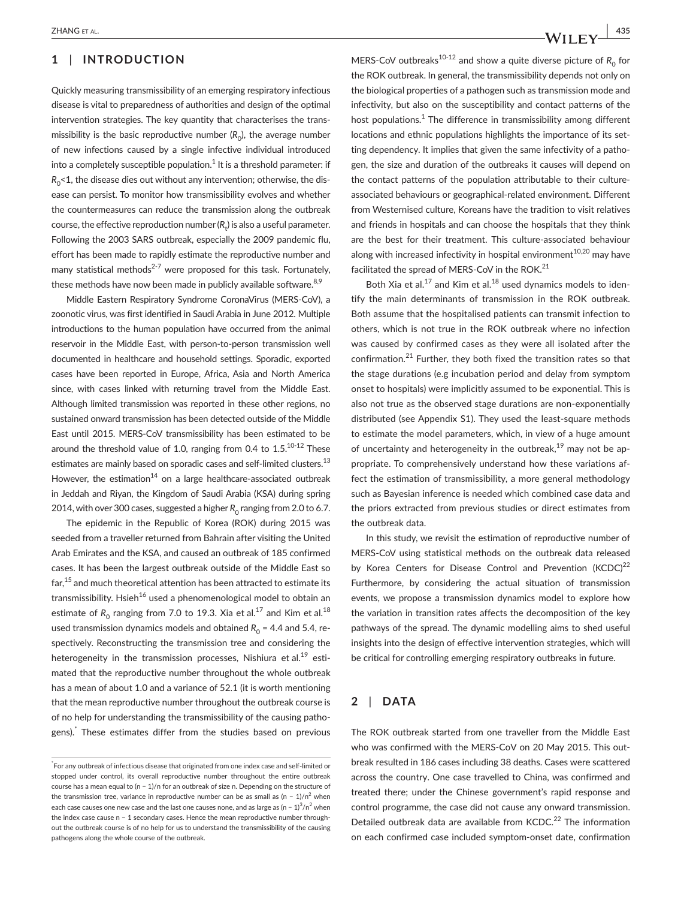## 1 | INTRODUCTION

Quickly measuring transmissibility of an emerging respiratory infectious disease is vital to preparedness of authorities and design of the optimal intervention strategies. The key quantity that characterises the transmissibility is the basic reproductive number ($R_0$), the average number of new infections caused by a single infective individual introduced into a completely susceptible population.[1] It is a threshold parameter: if $R_0<1$, the disease dies out without any intervention; otherwise, the disease can persist. To monitor how transmissibility evolves and whether the countermeasures can reduce the transmission along the outbreak course, the effective reproduction number ($R_t$) is also a useful parameter. Following the 2003 SARS outbreak, especially the 2009 pandemic flu, effort has been made to rapidly estimate the reproductive number and many statistical methods[2-7] were proposed for this task. Fortunately, these methods have now been made in publicly available software.[8,9]

Middle Eastern Respiratory Syndrome CoronaVirus (MERS-CoV), a zoonotic virus, was first identified in Saudi Arabia in June 2012. Multiple introductions to the human population have occurred from the animal reservoir in the Middle East, with person-to-person transmission well documented in healthcare and household settings. Sporadic, exported cases have been reported in Europe, Africa, Asia and North America since, with cases linked with returning travel from the Middle East. Although limited transmission was reported in these other regions, no sustained onward transmission has been detected outside of the Middle East until 2015. MERS-CoV transmissibility has been estimated to be around the threshold value of 1.0, ranging from 0.4 to 1.5.[10-12] These estimates are mainly based on sporadic cases and self-limited clusters.[13] However, the estimation[14] on a large healthcare-associated outbreak in Jeddah and Riyan, the Kingdom of Saudi Arabia (KSA) during spring 2014, with over 300 cases, suggested a higher $R_0$ ranging from 2.0 to 6.7.

The epidemic in the Republic of Korea (ROK) during 2015 was seeded from a traveller returned from Bahrain after visiting the United Arab Emirates and the KSA, and caused an outbreak of 185 confirmed cases. It has been the largest outbreak outside of the Middle East so far,[15] and much theoretical attention has been attracted to estimate its transmissibility. Hsieh[16] used a phenomenological model to obtain an estimate of $R_0$ ranging from 7.0 to 19.3. Xia et al.[17] and Kim et al.[18] used transmission dynamics models and obtained $R_0$ = 4.4 and 5.4, respectively. Reconstructing the transmission tree and considering the heterogeneity in the transmission processes, Nishiura et al.[19] estimated that the reproductive number throughout the whole outbreak has a mean of about 1.0 and a variance of 52.1 (it is worth mentioning that the mean reproductive number throughout the outbreak course is of no help for understanding the transmissibility of the causing pathogens).[*] These estimates differ from the studies based on previous MERS-CoV outbreaks[10-12] and show a quite diverse picture of $R_0$ for the ROK outbreak. In general, the transmissibility depends not only on the biological properties of a pathogen such as transmission mode and infectivity, but also on the susceptibility and contact patterns of the host populations.[1] The difference in transmissibility among different locations and ethnic populations highlights the importance of its setting dependency. It implies that given the same infectivity of a pathogen, the size and duration of the outbreaks it causes will depend on the contact patterns of the population attributable to their culture-associated behaviours or geographical-related environment. Different from Westernised culture, Koreans have the tradition to visit relatives and friends in hospitals and can choose the hospitals that they think are the best for their treatment. This culture-associated behaviour along with increased infectivity in hospital environment[10,20] may have facilitated the spread of MERS-CoV in the ROK.[21]

Both Xia et al.[17] and Kim et al.[18] used dynamics models to identify the main determinants of transmission in the ROK outbreak. Both assume that the hospitalised patients can transmit infection to others, which is not true in the ROK outbreak where no infection was caused by confirmed cases as they were all isolated after the confirmation.[21] Further, they both fixed the transition rates so that the stage durations (e.g incubation period and delay from symptom onset to hospitals) were implicitly assumed to be exponential. This is also not true as the observed stage durations are non-exponentially distributed (see Appendix S1). They used the least-square methods to estimate the model parameters, which, in view of a huge amount of uncertainty and heterogeneity in the outbreak,[19] may not be appropriate. To comprehensively understand how these variations affect the estimation of transmissibility, a more general methodology such as Bayesian inference is needed which combined case data and the priors extracted from previous studies or direct estimates from the outbreak data.

In this study, we revisit the estimation of reproductive number of MERS-CoV using statistical methods on the outbreak data released by Korea Centers for Disease Control and Prevention (KCDC)[22] Furthermore, by considering the actual situation of transmission events, we propose a transmission dynamics model to explore how the variation in transition rates affects the decomposition of the key pathways of the spread. The dynamic modelling aims to shed useful insights into the design of effective intervention strategies, which will be critical for controlling emerging respiratory outbreaks in future.

## 2 | DATA

The ROK outbreak started from one traveller from the Middle East who was confirmed with the MERS-CoV on 20 May 2015. This outbreak resulted in 186 cases including 38 deaths. Cases were scattered across the country. One case travelled to China, was confirmed and treated there; under the Chinese government's rapid response and control programme, the case did not cause any onward transmission. Detailed outbreak data are available from KCDC.[22] The information on each confirmed case included symptom-onset date, confirmation

[*] For any outbreak of infectious disease that originated from one index case and self-limited or stopped under control, its overall reproductive number throughout the entire outbreak course has a mean equal to $(n - 1)/n$ for an outbreak of size n. Depending on the structure of the transmission tree, variance in reproductive number can be as small as $(n - 1)/n^2$ when each case causes one new case and the last one causes none, and as large as $(n - 1)^3/n^2$ when the index case cause $n - 1$ secondary cases. Hence the mean reproductive number throughout the outbreak course is of no help for us to understand the transmissibility of the causing pathogens along the whole course of the outbreak.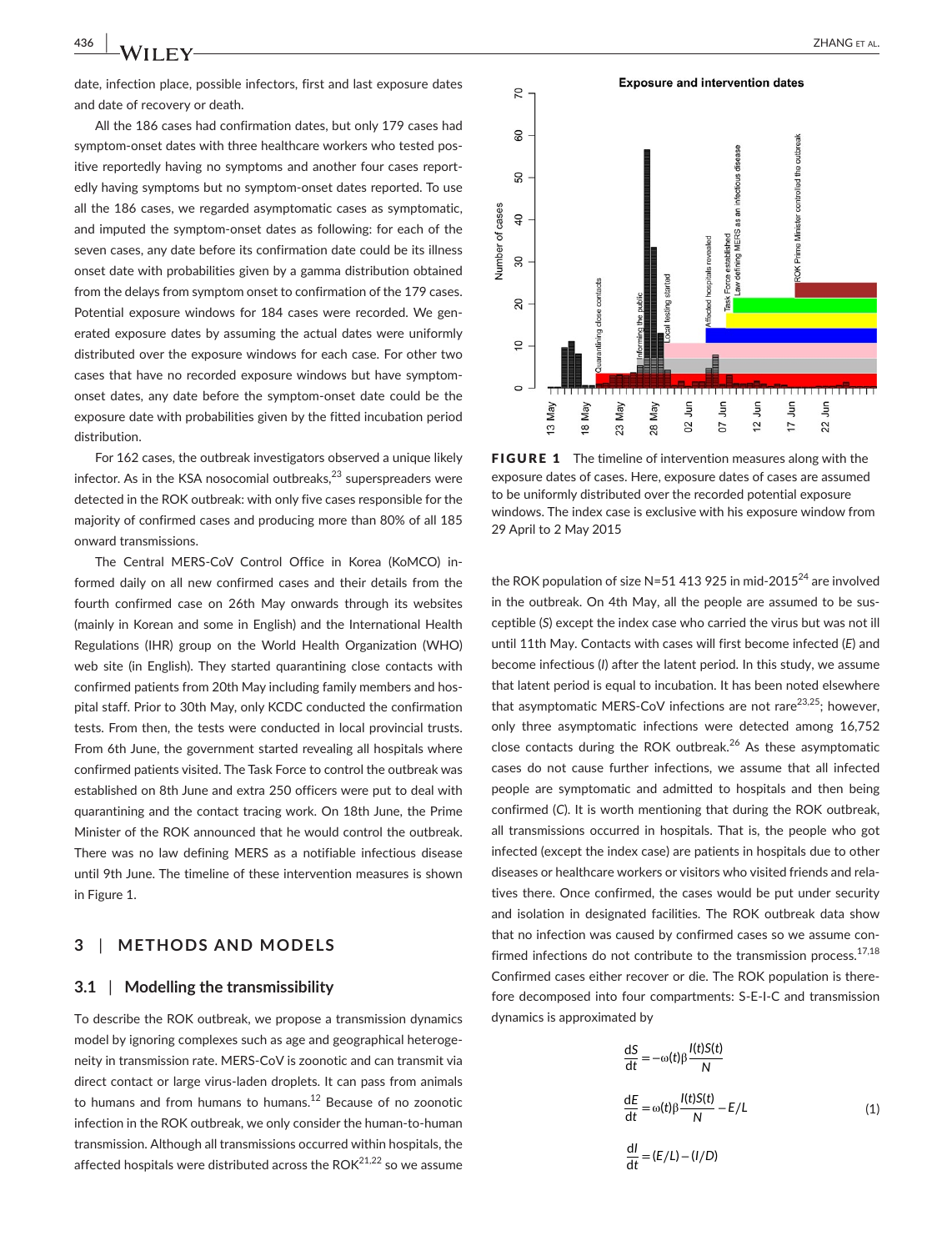date, infection place, possible infectors, first and last exposure dates and date of recovery or death.

All the 186 cases had confirmation dates, but only 179 cases had symptom-onset dates with three healthcare workers who tested positive reportedly having no symptoms and another four cases reportedly having symptoms but no symptom-onset dates reported. To use all the 186 cases, we regarded asymptomatic cases as symptomatic, and imputed the symptom-onset dates as following: for each of the seven cases, any date before its confirmation date could be its illness onset date with probabilities given by a gamma distribution obtained from the delays from symptom onset to confirmation of the 179 cases. Potential exposure windows for 184 cases were recorded. We generated exposure dates by assuming the actual dates were uniformly distributed over the exposure windows for each case. For other two cases that have no recorded exposure windows but have symptom-onset dates, any date before the symptom-onset date could be the exposure date with probabilities given by the fitted incubation period distribution.

For 162 cases, the outbreak investigators observed a unique likely infector. As in the KSA nosocomial outbreaks,[23] superspreaders were detected in the ROK outbreak: with only five cases responsible for the majority of confirmed cases and producing more than 80% of all 185 onward transmissions.

The Central MERS-CoV Control Office in Korea (KoMCO) informed daily on all new confirmed cases and their details from the fourth confirmed case on 26th May onwards through its websites (mainly in Korean and some in English) and the International Health Regulations (IHR) group on the World Health Organization (WHO) web site (in English). They started quarantining close contacts with confirmed patients from 20th May including family members and hospital staff. Prior to 30th May, only KCDC conducted the confirmation tests. From then, the tests were conducted in local provincial trusts. From 6th June, the government started revealing all hospitals where confirmed patients visited. The Task Force to control the outbreak was established on 8th June and extra 250 officers were put to deal with quarantining and the contact tracing work. On 18th June, the Prime Minister of the ROK announced that he would control the outbreak. There was no law defining MERS as a notifiable infectious disease until 9th June. The timeline of these intervention measures is shown in Figure 1.

**FIGURE 1** The timeline of intervention measures along with the exposure dates of cases. Here, exposure dates of cases are assumed to be uniformly distributed over the recorded potential exposure windows. The index case is exclusive with his exposure window from 29 April to 2 May 2015

## 3 | METHODS AND MODELS

### 3.1 | Modelling the transmissibility

To describe the ROK outbreak, we propose a transmission dynamics model by ignoring complexes such as age and geographical heterogeneity in transmission rate. MERS-CoV is zoonotic and can transmit via direct contact or large virus-laden droplets. It can pass from animals to humans and from humans to humans.[12] Because of no zoonotic infection in the ROK outbreak, we only consider the human-to-human transmission. Although all transmissions occurred within hospitals, the affected hospitals were distributed across the ROK[21,22] so we assume the ROK population of size $N=51\,413\,925$ in mid-2015[24] are involved in the outbreak. On 4th May, all the people are assumed to be susceptible ($S$) except the index case who carried the virus but was not ill until 11th May. Contacts with cases will first become infected ($E$) and become infectious ($I$) after the latent period. In this study, we assume that latent period is equal to incubation. It has been noted elsewhere that asymptomatic MERS-CoV infections are not rare[23,25]; however, only three asymptomatic infections were detected among 16,752 close contacts during the ROK outbreak.[26] As these asymptomatic cases do not cause further infections, we assume that all infected people are symptomatic and admitted to hospitals and then being confirmed ($C$). It is worth mentioning that during the ROK outbreak, all transmissions occurred in hospitals. That is, the people who got infected (except the index case) are patients in hospitals due to other diseases or healthcare workers or visitors who visited friends and relatives there. Once confirmed, the cases would be put under security and isolation in designated facilities. The ROK outbreak data show that no infection was caused by confirmed cases so we assume confirmed infections do not contribute to the transmission process.[17,18] Confirmed cases either recover or die. The ROK population is therefore decomposed into four compartments: S-E-I-C and transmission dynamics is approximated by

$$
\begin{aligned}
\frac{dS}{dt} &= -\omega(t)\beta\frac{I(t)S(t)}{N} \\
\frac{dE}{dt} &= \omega(t)\beta\frac{I(t)S(t)}{N} - E/L \qquad (1) \\
\frac{dI}{dt} &= (E/L) - (I/D)
\end{aligned}
$$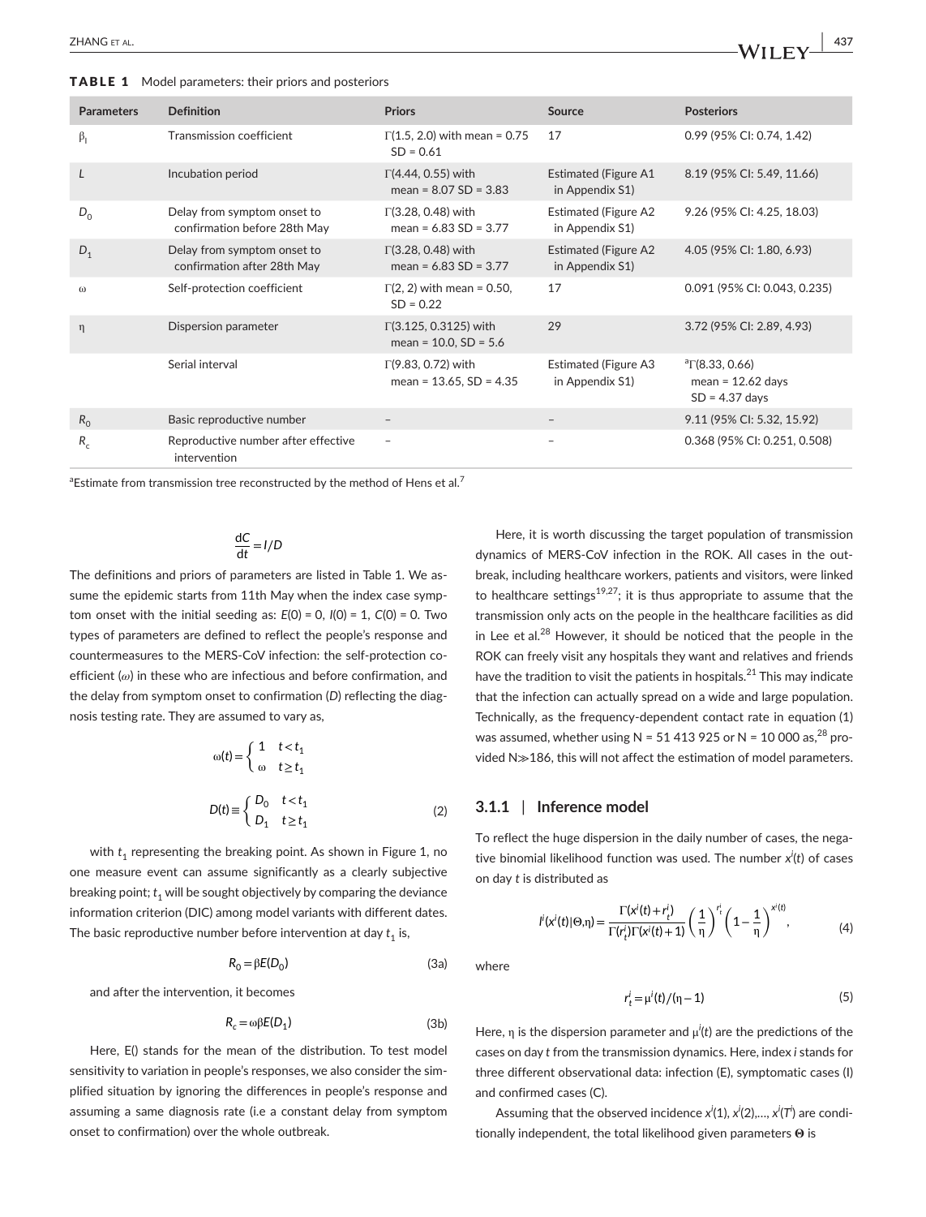**TABLE 1** Model parameters: their priors and posteriors

| Parameters | Definition | Priors | Source | Posteriors |
|---|---|---|---|---|
| $\beta_I$ | Transmission coefficient | $\Gamma(1.5, 2.0)$ with mean = 0.75 SD = 0.61 | 17 | 0.99 (95% CI: 0.74, 1.42) |
| $L$ | Incubation period | $\Gamma(4.44, 0.55)$ with mean = 8.07 SD = 3.83 | Estimated (Figure A1 in Appendix S1) | 8.19 (95% CI: 5.49, 11.66) |
| $D_0$ | Delay from symptom onset to confirmation before 28th May | $\Gamma(3.28, 0.48)$ with mean = 6.83 SD = 3.77 | Estimated (Figure A2 in Appendix S1) | 9.26 (95% CI: 4.25, 18.03) |
| $D_1$ | Delay from symptom onset to confirmation after 28th May | $\Gamma(3.28, 0.48)$ with mean = 6.83 SD = 3.77 | Estimated (Figure A2 in Appendix S1) | 4.05 (95% CI: 1.80, 6.93) |
| $\omega$ | Self-protection coefficient | $\Gamma(2, 2)$ with mean = 0.50, SD = 0.22 | 17 | 0.091 (95% CI: 0.043, 0.235) |
| $\eta$ | Dispersion parameter | $\Gamma(3.125, 0.3125)$ with mean = 10.0, SD = 5.6 | 29 | 3.72 (95% CI: 2.89, 4.93) |
| | Serial interval | $\Gamma(9.83, 0.72)$ with mean = 13.65, SD = 4.35 | Estimated (Figure A3 in Appendix S1) | [a]$\Gamma(8.33, 0.66)$ mean = 12.62 days SD = 4.37 days |
| $R_0$ | Basic reproductive number | – | – | 9.11 (95% CI: 5.32, 15.92) |
| $R_c$ | Reproductive number after effective intervention | – | – | 0.368 (95% CI: 0.251, 0.508) |

[a]Estimate from transmission tree reconstructed by the method of Hens et al.[7]

$$\frac{dC}{dt} = I/D$$

The definitions and priors of parameters are listed in Table 1. We assume the epidemic starts from 11th May when the index case symptom onset with the initial seeding as: $E(0) = 0$, $I(0) = 1$, $C(0) = 0$. Two types of parameters are defined to reflect the people's response and countermeasures to the MERS-CoV infection: the self-protection coefficient ($\omega$) in these who are infectious and before confirmation, and the delay from symptom onset to confirmation ($D$) reflecting the diagnosis testing rate. They are assumed to vary as,

$$\omega(t) = \begin{cases} 1 & t < t_1 \\ \omega & t \geq t_1 \end{cases}$$

$$D(t) \equiv \begin{cases} D_0 & t < t_1 \\ D_1 & t \geq t_1 \end{cases} \tag{2}$$

with $t_1$ representing the breaking point. As shown in Figure 1, no one measure event can assume significantly as a clearly subjective breaking point; $t_1$ will be sought objectively by comparing the deviance information criterion (DIC) among model variants with different dates. The basic reproductive number before intervention at day $t_1$ is,

$$R_0 = \beta E(D_0) \tag{3a}$$

and after the intervention, it becomes

$$R_c = \omega\beta E(D_1) \tag{3b}$$

Here, E() stands for the mean of the distribution. To test model sensitivity to variation in people's responses, we also consider the simplified situation by ignoring the differences in people's response and assuming a same diagnosis rate (i.e a constant delay from symptom onset to confirmation) over the whole outbreak.

Here, it is worth discussing the target population of transmission dynamics of MERS-CoV infection in the ROK. All cases in the outbreak, including healthcare workers, patients and visitors, were linked to healthcare settings[19,27]; it is thus appropriate to assume that the transmission only acts on the people in the healthcare facilities as did in Lee et al.[28] However, it should be noticed that the people in the ROK can freely visit any hospitals they want and relatives and friends have the tradition to visit the patients in hospitals.[21] This may indicate that the infection can actually spread on a wide and large population. Technically, as the frequency-dependent contact rate in equation (1) was assumed, whether using N = 51 413 925 or N = 10 000 as,[28] provided N≫186, this will not affect the estimation of model parameters.

### 3.1.1 | Inference model

To reflect the huge dispersion in the daily number of cases, the negative binomial likelihood function was used. The number $x^i(t)$ of cases on day $t$ is distributed as

$$l^i(x^i(t)|\Theta,\eta) = \frac{\Gamma(x^i(t) + r_t^i)}{\Gamma(r_t^i)\Gamma(x^i(t)+1)} \left(\frac{1}{\eta}\right)^{r_t^i} \left(1 - \frac{1}{\eta}\right)^{x^i(t)}, \tag{4}$$

where

$$r_t^i = \mu^i(t)/(\eta - 1) \tag{5}$$

Here, $\eta$ is the dispersion parameter and $\mu^i(t)$ are the predictions of the cases on day $t$ from the transmission dynamics. Here, index $i$ stands for three different observational data: infection (E), symptomatic cases (I) and confirmed cases (C).

Assuming that the observed incidence $x^i(1), x^i(2),\ldots, x^i(T^i)$ are conditionally independent, the total likelihood given parameters $\boldsymbol{\Theta}$ is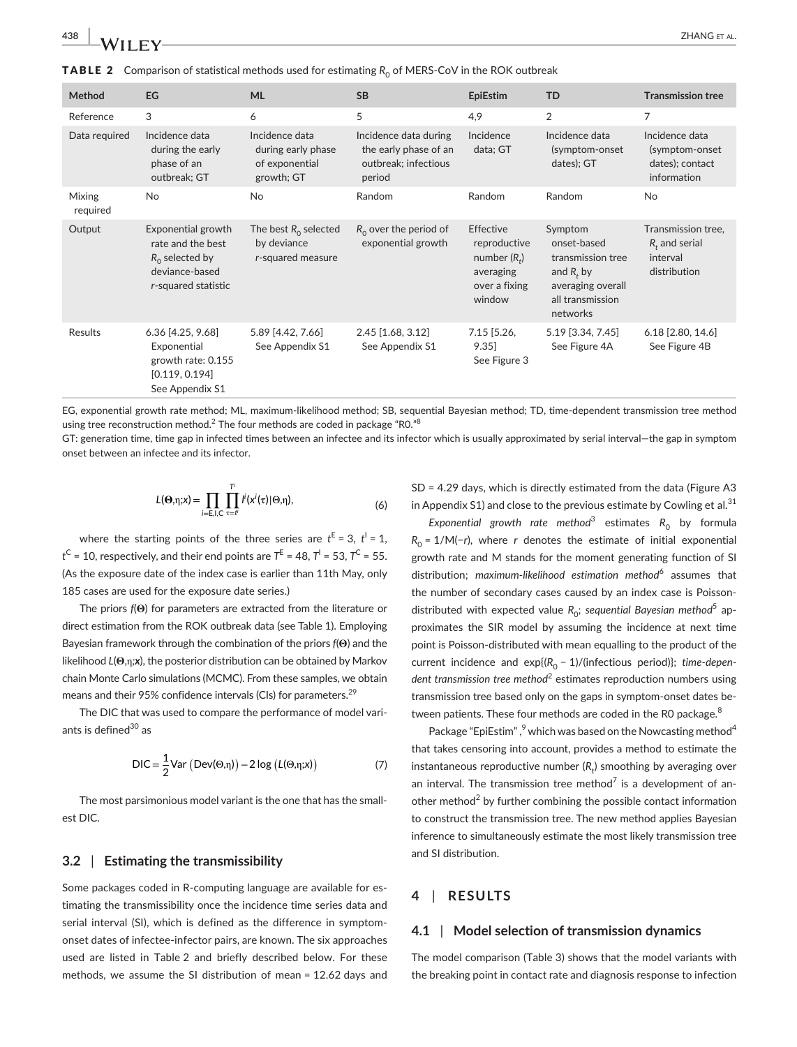**TABLE 2** Comparison of statistical methods used for estimating $R_0$ of MERS-CoV in the ROK outbreak

| Method | EG | ML | SB | EpiEstim | TD | Transmission tree |
|---|---|---|---|---|---|---|
| Reference | 3 | 6 | 5 | 4,9 | 2 | 7 |
| Data required | Incidence data during the early phase of an outbreak; GT | Incidence data during early phase of exponential growth; GT | Incidence data during the early phase of an outbreak; infectious period | Incidence data; GT | Incidence data (symptom-onset dates); GT | Incidence data (symptom-onset dates); contact information |
| Mixing required | No | No | Random | Random | Random | No |
| Output | Exponential growth rate and the best $R_0$ selected by deviance-based *r*-squared statistic | The best $R_0$ selected by deviance *r*-squared measure | $R_0$ over the period of exponential growth | Effective reproductive number ($R_t$) averaging over a fixing window | Symptom onset-based transmission tree and $R_t$ by averaging overall all transmission networks | Transmission tree, $R_t$ and serial interval distribution |
| Results | 6.36 [4.25, 9.68] Exponential growth rate: 0.155 [0.119, 0.194] See Appendix S1 | 5.89 [4.42, 7.66] See Appendix S1 | 2.45 [1.68, 3.12] See Appendix S1 | 7.15 [5.26, 9.35] See Figure 3 | 5.19 [3.34, 7.45] See Figure 4A | 6.18 [2.80, 14.6] See Figure 4B |

EG, exponential growth rate method; ML, maximum-likelihood method; SB, sequential Bayesian method; TD, time-dependent transmission tree method using tree reconstruction method.[2] The four methods are coded in package "R0."[8]

GT: generation time, time gap in infected times between an infectee and its infector which is usually approximated by serial interval—the gap in symptom onset between an infectee and its infector.

$$L(\boldsymbol{\Theta},\eta;x)=\prod_{i=\mathrm{E,I,C}}\prod_{\tau=t^i}^{T^i} l^i(x^i(\tau)|\boldsymbol{\Theta},\eta), \tag{6}$$

where the starting points of the three series are $t^{\mathrm{E}} = 3$, $t^{\mathrm{I}} = 1$, $t^{\mathrm{C}} = 10$, respectively, and their end points are $T^{\mathrm{E}} = 48$, $T^{\mathrm{I}} = 53$, $T^{\mathrm{C}} = 55$. (As the exposure date of the index case is earlier than 11th May, only 185 cases are used for the exposure date series.)

The priors $f(\boldsymbol{\Theta})$ for parameters are extracted from the literature or direct estimation from the ROK outbreak data (see Table 1). Employing Bayesian framework through the combination of the priors $f(\boldsymbol{\Theta})$ and the likelihood $L(\boldsymbol{\Theta},\eta;\mathbf{x})$, the posterior distribution can be obtained by Markov chain Monte Carlo simulations (MCMC). From these samples, we obtain means and their 95% confidence intervals (CIs) for parameters.[29]

The DIC that was used to compare the performance of model variants is defined[30] as

$$\mathrm{DIC}=\frac{1}{2}\mathrm{Var}\left(\mathrm{Dev}(\Theta,\eta)\right)-2\log\left(L(\Theta,\eta;x)\right) \tag{7}$$

The most parsimonious model variant is the one that has the smallest DIC.

### 3.2 | Estimating the transmissibility

Some packages coded in R-computing language are available for estimating the transmissibility once the incidence time series data and serial interval (SI), which is defined as the difference in symptom-onset dates of infectee-infector pairs, are known. The six approaches used are listed in Table 2 and briefly described below. For these methods, we assume the SI distribution of mean = 12.62 days and SD = 4.29 days, which is directly estimated from the data (Figure A3 in Appendix S1) and close to the previous estimate by Cowling et al.[31]

*Exponential growth rate method*[3] estimates $R_0$ by formula $R_0 = 1/M(-r)$, where $r$ denotes the estimate of initial exponential growth rate and M stands for the moment generating function of SI distribution; *maximum-likelihood estimation method*[6] assumes that the number of secondary cases caused by an index case is Poisson-distributed with expected value $R_0$; *sequential Bayesian method*[5] approximates the SIR model by assuming the incidence at next time point is Poisson-distributed with mean equalling to the product of the current incidence and $\exp\{(R_0 - 1)/(\text{infectious period})\}$; *time-dependent transmission tree method*[2] estimates reproduction numbers using transmission tree based only on the gaps in symptom-onset dates between patients. These four methods are coded in the R0 package.[8]

Package "EpiEstim",[9] which was based on the Nowcasting method[4] that takes censoring into account, provides a method to estimate the instantaneous reproductive number ($R_t$) smoothing by averaging over an interval. The transmission tree method[7] is a development of another method[2] by further combining the possible contact information to construct the transmission tree. The new method applies Bayesian inference to simultaneously estimate the most likely transmission tree and SI distribution.

## 4 | RESULTS

### 4.1 | Model selection of transmission dynamics

The model comparison (Table 3) shows that the model variants with the breaking point in contact rate and diagnosis response to infection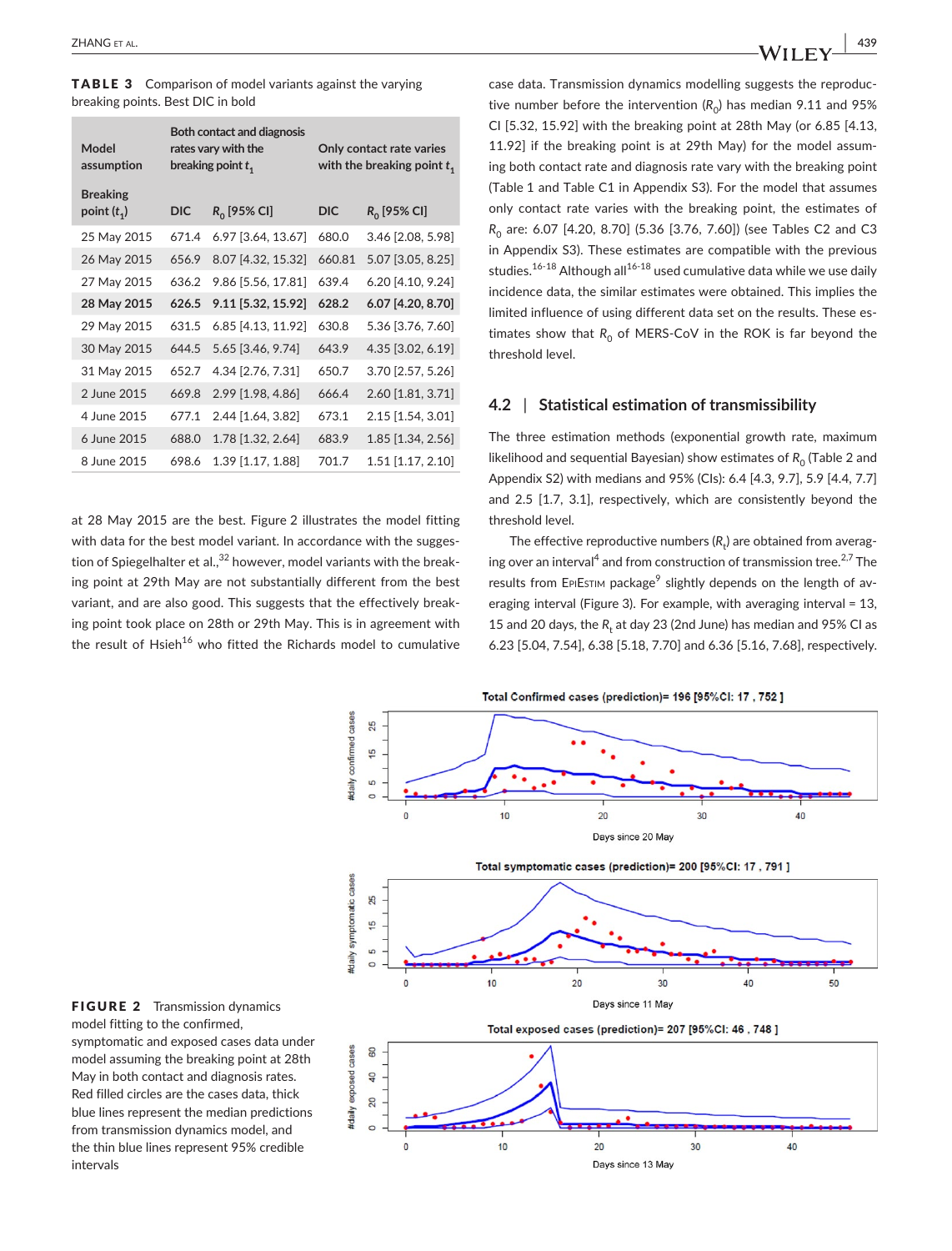**TABLE 3** Comparison of model variants against the varying breaking points. Best DIC in bold

| Model assumption | Both contact and diagnosis rates vary with the breaking point $t_1$ | | Only contact rate varies with the breaking point $t_1$ | |
|---|---|---|---|---|
| Breaking point ($t_1$) | DIC | $R_0$ [95% CI] | DIC | $R_0$ [95% CI] |
| 25 May 2015 | 671.4 | 6.97 [3.64, 13.67] | 680.0 | 3.46 [2.08, 5.98] |
| 26 May 2015 | 656.9 | 8.07 [4.32, 15.32] | 660.81 | 5.07 [3.05, 8.25] |
| 27 May 2015 | 636.2 | 9.86 [5.56, 17.81] | 639.4 | 6.20 [4.10, 9.24] |
| **28 May 2015** | **626.5** | **9.11 [5.32, 15.92]** | **628.2** | **6.07 [4.20, 8.70]** |
| 29 May 2015 | 631.5 | 6.85 [4.13, 11.92] | 630.8 | 5.36 [3.76, 7.60] |
| 30 May 2015 | 644.5 | 5.65 [3.46, 9.74] | 643.9 | 4.35 [3.02, 6.19] |
| 31 May 2015 | 652.7 | 4.34 [2.76, 7.31] | 650.7 | 3.70 [2.57, 5.26] |
| 2 June 2015 | 669.8 | 2.99 [1.98, 4.86] | 666.4 | 2.60 [1.81, 3.71] |
| 4 June 2015 | 677.1 | 2.44 [1.64, 3.82] | 673.1 | 2.15 [1.54, 3.01] |
| 6 June 2015 | 688.0 | 1.78 [1.32, 2.64] | 683.9 | 1.85 [1.34, 2.56] |
| 8 June 2015 | 698.6 | 1.39 [1.17, 1.88] | 701.7 | 1.51 [1.17, 2.10] |

at 28 May 2015 are the best. Figure 2 illustrates the model fitting with data for the best model variant. In accordance with the suggestion of Spiegelhalter et al.,[32] however, model variants with the breaking point at 29th May are not substantially different from the best variant, and are also good. This suggests that the effectively breaking point took place on 28th or 29th May. This is in agreement with the result of Hsieh[16] who fitted the Richards model to cumulative case data. Transmission dynamics modelling suggests the reproductive number before the intervention ($R_0$) has median 9.11 and 95% CI [5.32, 15.92] with the breaking point at 28th May (or 6.85 [4.13, 11.92] if the breaking point is at 29th May) for the model assuming both contact rate and diagnosis rate vary with the breaking point (Table 1 and Table C1 in Appendix S3). For the model that assumes only contact rate varies with the breaking point, the estimates of $R_0$ are: 6.07 [4.20, 8.70] (5.36 [3.76, 7.60]) (see Tables C2 and C3 in Appendix S3). These estimates are compatible with the previous studies.[16-18] Although all[16-18] used cumulative data while we use daily incidence data, the similar estimates were obtained. This implies the limited influence of using different data set on the results. These estimates show that $R_0$ of MERS-CoV in the ROK is far beyond the threshold level.

## 4.2 | Statistical estimation of transmissibility

The three estimation methods (exponential growth rate, maximum likelihood and sequential Bayesian) show estimates of $R_0$ (Table 2 and Appendix S2) with medians and 95% (CIs): 6.4 [4.3, 9.7], 5.9 [4.4, 7.7] and 2.5 [1.7, 3.1], respectively, which are consistently beyond the threshold level.

The effective reproductive numbers ($R_t$) are obtained from averaging over an interval[4] and from construction of transmission tree.[2,7] The results from EpiEstim package[9] slightly depends on the length of averaging interval (Figure 3). For example, with averaging interval = 13, 15 and 20 days, the $R_t$ at day 23 (2nd June) has median and 95% CI as 6.23 [5.04, 7.54], 6.38 [5.18, 7.70] and 6.36 [5.16, 7.68], respectively.

**FIGURE 2** Transmission dynamics model fitting to the confirmed, symptomatic and exposed cases data under model assuming the breaking point at 28th May in both contact and diagnosis rates. Red filled circles are the cases data, thick blue lines represent the median predictions from transmission dynamics model, and the thin blue lines represent 95% credible intervals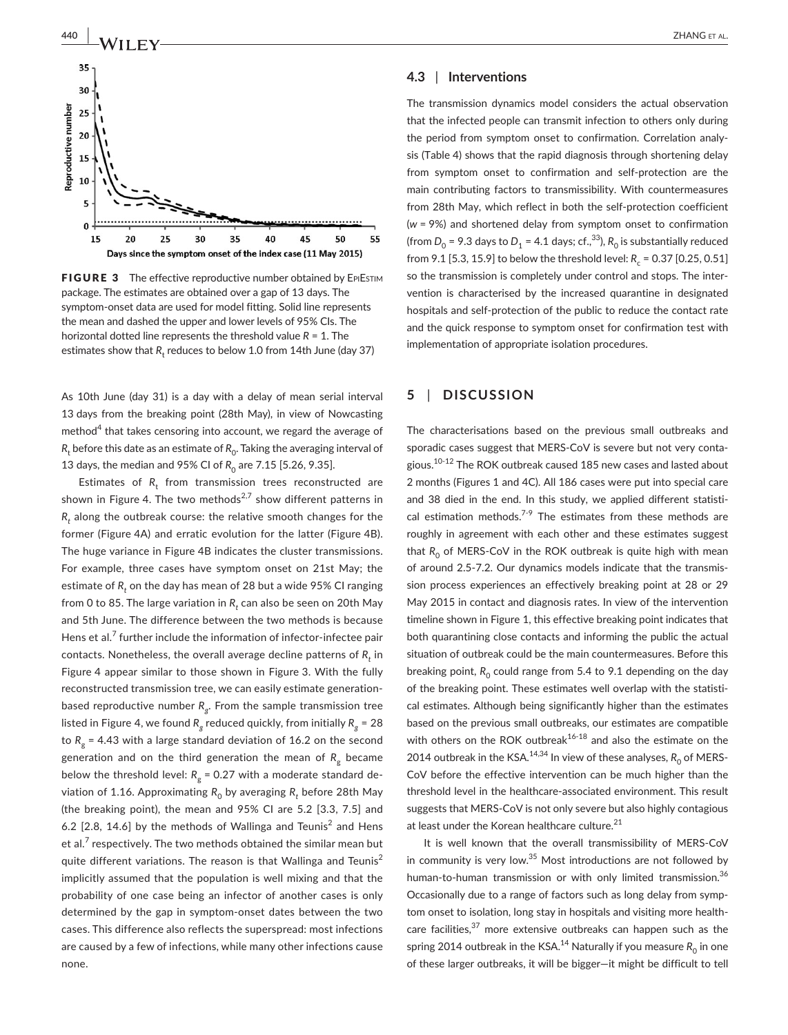FIGURE 3 The effective reproductive number obtained by EpiEstim package. The estimates are obtained over a gap of 13 days. The symptom-onset data are used for model fitting. Solid line represents the mean and dashed the upper and lower levels of 95% CIs. The horizontal dotted line represents the threshold value $R$ = 1. The estimates show that $R_t$ reduces to below 1.0 from 14th June (day 37)

As 10th June (day 31) is a day with a delay of mean serial interval 13 days from the breaking point (28th May), in view of Nowcasting method[4] that takes censoring into account, we regard the average of $R_t$ before this date as an estimate of $R_0$. Taking the averaging interval of 13 days, the median and 95% CI of $R_0$ are 7.15 [5.26, 9.35].

Estimates of $R_t$ from transmission trees reconstructed are shown in Figure 4. The two methods[2,7] show different patterns in $R_t$ along the outbreak course: the relative smooth changes for the former (Figure 4A) and erratic evolution for the latter (Figure 4B). The huge variance in Figure 4B indicates the cluster transmissions. For example, three cases have symptom onset on 21st May; the estimate of $R_t$ on the day has mean of 28 but a wide 95% CI ranging from 0 to 85. The large variation in $R_t$ can also be seen on 20th May and 5th June. The difference between the two methods is because Hens et al.[7] further include the information of infector-infectee pair contacts. Nonetheless, the overall average decline patterns of $R_t$ in Figure 4 appear similar to those shown in Figure 3. With the fully reconstructed transmission tree, we can easily estimate generation-based reproductive number $R_g$. From the sample transmission tree listed in Figure 4, we found $R_g$ reduced quickly, from initially $R_g$ = 28 to $R_g$ = 4.43 with a large standard deviation of 16.2 on the second generation and on the third generation the mean of $R_g$ became below the threshold level: $R_g$ = 0.27 with a moderate standard deviation of 1.16. Approximating $R_0$ by averaging $R_t$ before 28th May (the breaking point), the mean and 95% CI are 5.2 [3.3, 7.5] and 6.2 [2.8, 14.6] by the methods of Wallinga and Teunis[2] and Hens et al.[7] respectively. The two methods obtained the similar mean but quite different variations. The reason is that Wallinga and Teunis[2] implicitly assumed that the population is well mixing and that the probability of one case being an infector of another cases is only determined by the gap in symptom-onset dates between the two cases. This difference also reflects the superspread: most infections are caused by a few of infections, while many other infections cause none.

### 4.3 | Interventions

The transmission dynamics model considers the actual observation that the infected people can transmit infection to others only during the period from symptom onset to confirmation. Correlation analysis (Table 4) shows that the rapid diagnosis through shortening delay from symptom onset to confirmation and self-protection are the main contributing factors to transmissibility. With countermeasures from 28th May, which reflect in both the self-protection coefficient ($w$ = 9%) and shortened delay from symptom onset to confirmation (from $D_0$ = 9.3 days to $D_1$ = 4.1 days; cf.,[33]), $R_0$ is substantially reduced from 9.1 [5.3, 15.9] to below the threshold level: $R_c$ = 0.37 [0.25, 0.51] so the transmission is completely under control and stops. The intervention is characterised by the increased quarantine in designated hospitals and self-protection of the public to reduce the contact rate and the quick response to symptom onset for confirmation test with implementation of appropriate isolation procedures.

## 5 | DISCUSSION

The characterisations based on the previous small outbreaks and sporadic cases suggest that MERS-CoV is severe but not very contagious.[10-12] The ROK outbreak caused 185 new cases and lasted about 2 months (Figures 1 and 4C). All 186 cases were put into special care and 38 died in the end. In this study, we applied different statistical estimation methods.[7-9] The estimates from these methods are roughly in agreement with each other and these estimates suggest that $R_0$ of MERS-CoV in the ROK outbreak is quite high with mean of around 2.5-7.2. Our dynamics models indicate that the transmission process experiences an effectively breaking point at 28 or 29 May 2015 in contact and diagnosis rates. In view of the intervention timeline shown in Figure 1, this effective breaking point indicates that both quarantining close contacts and informing the public the actual situation of outbreak could be the main countermeasures. Before this breaking point, $R_0$ could range from 5.4 to 9.1 depending on the day of the breaking point. These estimates well overlap with the statistical estimates. Although being significantly higher than the estimates based on the previous small outbreaks, our estimates are compatible with others on the ROK outbreak[16-18] and also the estimate on the 2014 outbreak in the KSA.[14,34] In view of these analyses, $R_0$ of MERS-CoV before the effective intervention can be much higher than the threshold level in the healthcare-associated environment. This result suggests that MERS-CoV is not only severe but also highly contagious at least under the Korean healthcare culture.[21]

It is well known that the overall transmissibility of MERS-CoV in community is very low.[35] Most introductions are not followed by human-to-human transmission or with only limited transmission.[36] Occasionally due to a range of factors such as long delay from symptom onset to isolation, long stay in hospitals and visiting more healthcare facilities,[37] more extensive outbreaks can happen such as the spring 2014 outbreak in the KSA.[14] Naturally if you measure $R_0$ in one of these larger outbreaks, it will be bigger—it might be difficult to tell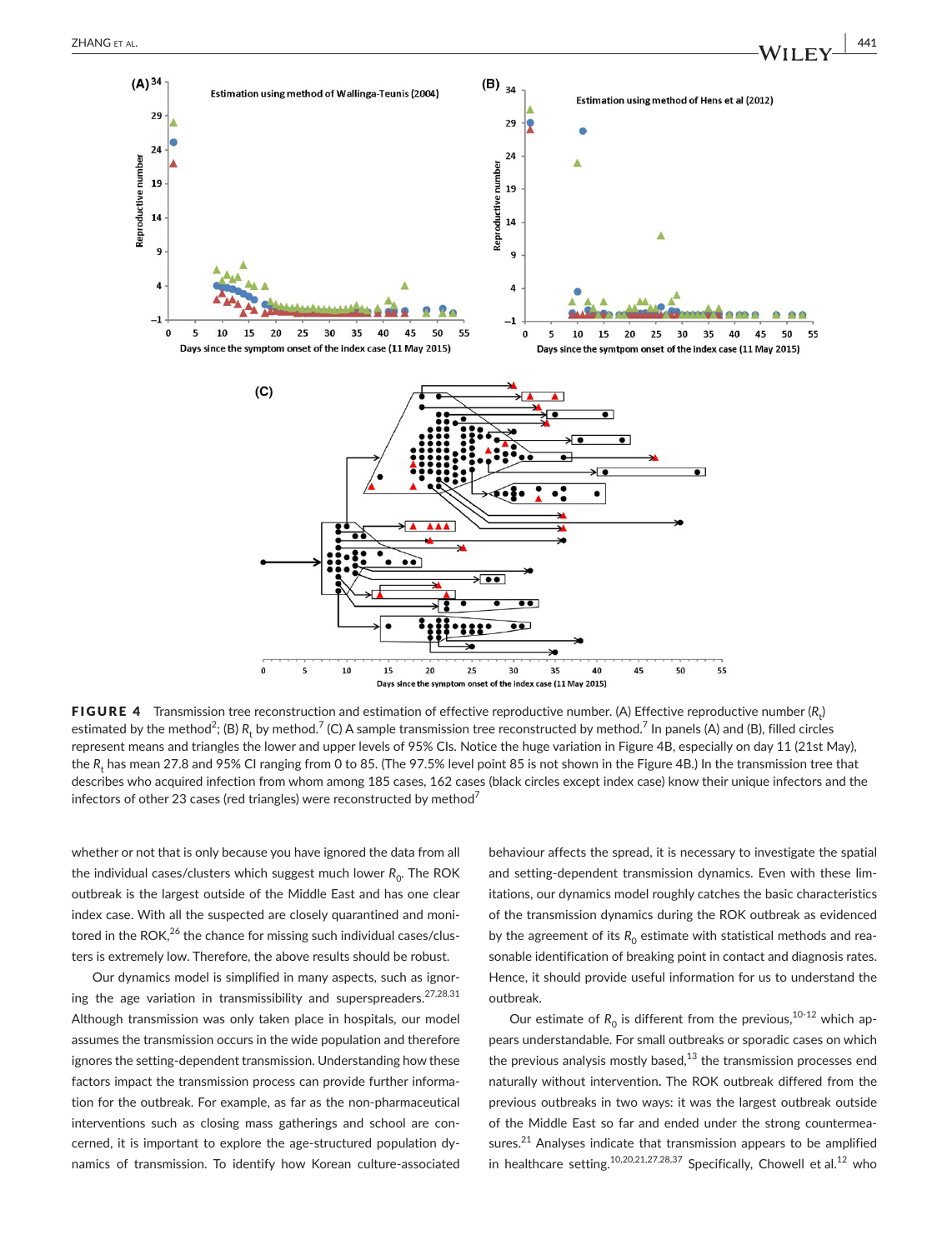**FIGURE 4** Transmission tree reconstruction and estimation of effective reproductive number. (A) Effective reproductive number ($R_t$) estimated by the method[2]; (B) $R_t$ by method.[7] (C) A sample transmission tree reconstructed by method.[7] In panels (A) and (B), filled circles represent means and triangles the lower and upper levels of 95% CIs. Notice the huge variation in Figure 4B, especially on day 11 (21st May), the $R_t$ has mean 27.8 and 95% CI ranging from 0 to 85. (The 97.5% level point 85 is not shown in the Figure 4B.) In the transmission tree that describes who acquired infection from whom among 185 cases, 162 cases (black circles except index case) know their unique infectors and the infectors of other 23 cases (red triangles) were reconstructed by method[7]

whether or not that is only because you have ignored the data from all the individual cases/clusters which suggest much lower $R_0$. The ROK outbreak is the largest outside of the Middle East and has one clear index case. With all the suspected are closely quarantined and monitored in the ROK,[26] the chance for missing such individual cases/clusters is extremely low. Therefore, the above results should be robust.

Our dynamics model is simplified in many aspects, such as ignoring the age variation in transmissibility and superspreaders.[27,28,31] Although transmission was only taken place in hospitals, our model assumes the transmission occurs in the wide population and therefore ignores the setting-dependent transmission. Understanding how these factors impact the transmission process can provide further information for the outbreak. For example, as far as the non-pharmaceutical interventions such as closing mass gatherings and school are concerned, it is important to explore the age-structured population dynamics of transmission. To identify how Korean culture-associated behaviour affects the spread, it is necessary to investigate the spatial and setting-dependent transmission dynamics. Even with these limitations, our dynamics model roughly catches the basic characteristics of the transmission dynamics during the ROK outbreak as evidenced by the agreement of its $R_0$ estimate with statistical methods and reasonable identification of breaking point in contact and diagnosis rates. Hence, it should provide useful information for us to understand the outbreak.

Our estimate of $R_0$ is different from the previous,[10-12] which appears understandable. For small outbreaks or sporadic cases on which the previous analysis mostly based,[13] the transmission processes end naturally without intervention. The ROK outbreak differed from the previous outbreaks in two ways: it was the largest outbreak outside of the Middle East so far and ended under the strong countermeasures.[21] Analyses indicate that transmission appears to be amplified in healthcare setting.[10,20,21,27,28,37] Specifically, Chowell et al.[12] who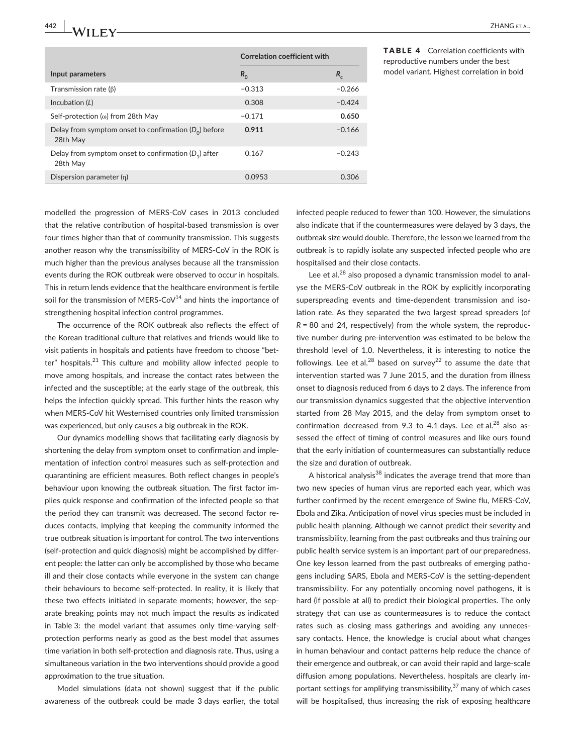**TABLE 4** Correlation coefficients with reproductive numbers under the best model variant. Highest correlation in bold

| Input parameters | Correlation coefficient with | |
|---|---|---|
| | $R_0$ | $R_c$ |
| Transmission rate (β) | −0.313 | −0.266 |
| Incubation ($L$) | 0.308 | −0.424 |
| Self-protection (ω) from 28th May | −0.171 | **0.650** |
| Delay from symptom onset to confirmation ($D_0$) before 28th May | **0.911** | −0.166 |
| Delay from symptom onset to confirmation ($D_1$) after 28th May | 0.167 | −0.243 |
| Dispersion parameter (η) | 0.0953 | 0.306 |

modelled the progression of MERS-CoV cases in 2013 concluded that the relative contribution of hospital-based transmission is over four times higher than that of community transmission. This suggests another reason why the transmissibility of MERS-CoV in the ROK is much higher than the previous analyses because all the transmission events during the ROK outbreak were observed to occur in hospitals. This in return lends evidence that the healthcare environment is fertile soil for the transmission of MERS-CoV[14] and hints the importance of strengthening hospital infection control programmes.

The occurrence of the ROK outbreak also reflects the effect of the Korean traditional culture that relatives and friends would like to visit patients in hospitals and patients have freedom to choose "better" hospitals.[21] This culture and mobility allow infected people to move among hospitals, and increase the contact rates between the infected and the susceptible; at the early stage of the outbreak, this helps the infection quickly spread. This further hints the reason why when MERS-CoV hit Westernised countries only limited transmission was experienced, but only causes a big outbreak in the ROK.

Our dynamics modelling shows that facilitating early diagnosis by shortening the delay from symptom onset to confirmation and implementation of infection control measures such as self-protection and quarantining are efficient measures. Both reflect changes in people's behaviour upon knowing the outbreak situation. The first factor implies quick response and confirmation of the infected people so that the period they can transmit was decreased. The second factor reduces contacts, implying that keeping the community informed the true outbreak situation is important for control. The two interventions (self-protection and quick diagnosis) might be accomplished by different people: the latter can only be accomplished by those who became ill and their close contacts while everyone in the system can change their behaviours to become self-protected. In reality, it is likely that these two effects initiated in separate moments; however, the separate breaking points may not much impact the results as indicated in Table 3: the model variant that assumes only time-varying self-protection performs nearly as good as the best model that assumes time variation in both self-protection and diagnosis rate. Thus, using a simultaneous variation in the two interventions should provide a good approximation to the true situation.

Model simulations (data not shown) suggest that if the public awareness of the outbreak could be made 3 days earlier, the total infected people reduced to fewer than 100. However, the simulations also indicate that if the countermeasures were delayed by 3 days, the outbreak size would double. Therefore, the lesson we learned from the outbreak is to rapidly isolate any suspected infected people who are hospitalised and their close contacts.

Lee et al.[28] also proposed a dynamic transmission model to analyse the MERS-CoV outbreak in the ROK by explicitly incorporating superspreading events and time-dependent transmission and isolation rate. As they separated the two largest spread spreaders (of $R$ = 80 and 24, respectively) from the whole system, the reproductive number during pre-intervention was estimated to be below the threshold level of 1.0. Nevertheless, it is interesting to notice the followings. Lee et al.[28] based on survey[22] to assume the date that intervention started was 7 June 2015, and the duration from illness onset to diagnosis reduced from 6 days to 2 days. The inference from our transmission dynamics suggested that the objective intervention started from 28 May 2015, and the delay from symptom onset to confirmation decreased from 9.3 to 4.1 days. Lee et al.[28] also assessed the effect of timing of control measures and like ours found that the early initiation of countermeasures can substantially reduce the size and duration of outbreak.

A historical analysis[38] indicates the average trend that more than two new species of human virus are reported each year, which was further confirmed by the recent emergence of Swine flu, MERS-CoV, Ebola and Zika. Anticipation of novel virus species must be included in public health planning. Although we cannot predict their severity and transmissibility, learning from the past outbreaks and thus training our public health service system is an important part of our preparedness. One key lesson learned from the past outbreaks of emerging pathogens including SARS, Ebola and MERS-CoV is the setting-dependent transmissibility. For any potentially oncoming novel pathogens, it is hard (if possible at all) to predict their biological properties. The only strategy that can use as countermeasures is to reduce the contact rates such as closing mass gatherings and avoiding any unnecessary contacts. Hence, the knowledge is crucial about what changes in human behaviour and contact patterns help reduce the chance of their emergence and outbreak, or can avoid their rapid and large-scale diffusion among populations. Nevertheless, hospitals are clearly important settings for amplifying transmissibility,[37] many of which cases will be hospitalised, thus increasing the risk of exposing healthcare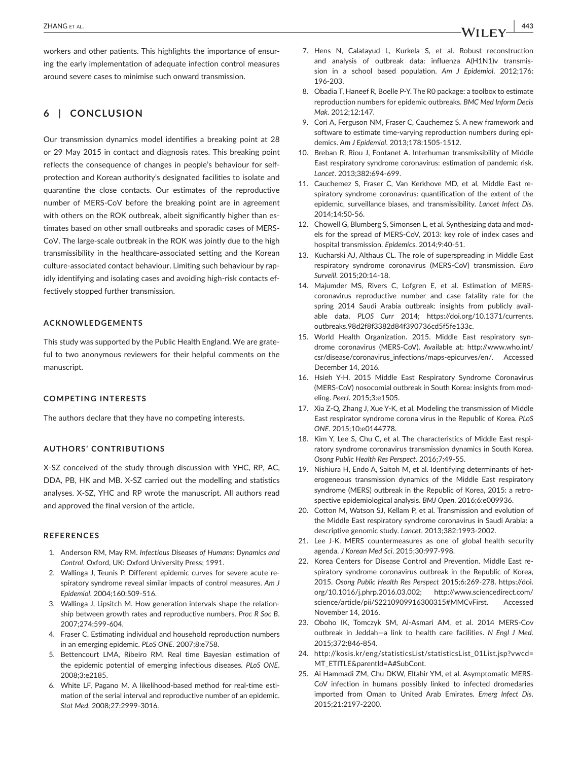workers and other patients. This highlights the importance of ensuring the early implementation of adequate infection control measures around severe cases to minimise such onward transmission.

## 6 | CONCLUSION

Our transmission dynamics model identifies a breaking point at 28 or 29 May 2015 in contact and diagnosis rates. This breaking point reflects the consequence of changes in people's behaviour for self-protection and Korean authority's designated facilities to isolate and quarantine the close contacts. Our estimates of the reproductive number of MERS-CoV before the breaking point are in agreement with others on the ROK outbreak, albeit significantly higher than estimates based on other small outbreaks and sporadic cases of MERS-CoV. The large-scale outbreak in the ROK was jointly due to the high transmissibility in the healthcare-associated setting and the Korean culture-associated contact behaviour. Limiting such behaviour by rapidly identifying and isolating cases and avoiding high-risk contacts effectively stopped further transmission.

### ACKNOWLEDGEMENTS

This study was supported by the Public Health England. We are grateful to two anonymous reviewers for their helpful comments on the manuscript.

### COMPETING INTERESTS

The authors declare that they have no competing interests.

### AUTHORS' CONTRIBUTIONS

X-SZ conceived of the study through discussion with YHC, RP, AC, DDA, PB, HK and MB. X-SZ carried out the modelling and statistics analyses. X-SZ, YHC and RP wrote the manuscript. All authors read and approved the final version of the article.

### REFERENCES

1. Anderson RM, May RM. *Infectious Diseases of Humans: Dynamics and Control*. Oxford, UK: Oxford University Press; 1991.
2. Wallinga J, Teunis P. Different epidemic curves for severe acute respiratory syndrome reveal similar impacts of control measures. *Am J Epidemiol*. 2004;160:509-516.
3. Wallinga J, Lipsitch M. How generation intervals shape the relationship between growth rates and reproductive numbers. *Proc R Soc B*. 2007;274:599-604.
4. Fraser C. Estimating individual and household reproduction numbers in an emerging epidemic. *PLoS ONE*. 2007;8:e758.
5. Bettencourt LMA, Ribeiro RM. Real time Bayesian estimation of the epidemic potential of emerging infectious diseases. *PLoS ONE*. 2008;3:e2185.
6. White LF, Pagano M. A likelihood-based method for real-time estimation of the serial interval and reproductive number of an epidemic. *Stat Med*. 2008;27:2999-3016.
7. Hens N, Calatayud L, Kurkela S, et al. Robust reconstruction and analysis of outbreak data: influenza A(H1N1)v transmission in a school based population. *Am J Epidemiol*. 2012;176:196-203.
8. Obadia T, Haneef R, Boelle P-Y. The R0 package: a toolbox to estimate reproduction numbers for epidemic outbreaks. *BMC Med Inform Decis Mak*. 2012;12:147.
9. Cori A, Ferguson NM, Fraser C, Cauchemez S. A new framework and software to estimate time-varying reproduction numbers during epidemics. *Am J Epidemiol*. 2013;178:1505-1512.
10. Breban R, Riou J, Fontanet A. Interhuman transmissibility of Middle East respiratory syndrome coronavirus: estimation of pandemic risk. *Lancet*. 2013;382:694-699.
11. Cauchemez S, Fraser C, Van Kerkhove MD, et al. Middle East respiratory syndrome coronavirus: quantification of the extent of the epidemic, surveillance biases, and transmissibility. *Lancet Infect Dis*. 2014;14:50-56.
12. Chowell G, Blumberg S, Simonsen L, et al. Synthesizing data and models for the spread of MERS-CoV, 2013: key role of index cases and hospital transmission. *Epidemics*. 2014;9:40-51.
13. Kucharski AJ, Althaus CL. The role of superspreading in Middle East respiratory syndrome coronavirus (MERS-CoV) transmission. *Euro Surveill*. 2015;20:14-18.
14. Majumder MS, Rivers C, Lofgren E, et al. Estimation of MERS-coronavirus reproductive number and case fatality rate for the spring 2014 Saudi Arabia outbreak: insights from publicly available data. *PLOS Curr* 2014; https://doi.org/10.1371/currents.outbreaks.98d2f8f3382d84f390736cd5f5fe133c.
15. World Health Organization. 2015. Middle East respiratory syndrome coronavirus (MERS-CoV). Available at: http://www.who.int/csr/disease/coronavirus_infections/maps-epicurves/en/. Accessed December 14, 2016.
16. Hsieh Y-H. 2015 Middle East Respiratory Syndrome Coronavirus (MERS-CoV) nosocomial outbreak in South Korea: insights from modeling. *PeerJ*. 2015;3:e1505.
17. Xia Z-Q, Zhang J, Xue Y-K, et al. Modeling the transmission of Middle East respirator syndrome corona virus in the Republic of Korea. *PLoS ONE*. 2015;10:e0144778.
18. Kim Y, Lee S, Chu C, et al. The characteristics of Middle East respiratory syndrome coronavirus transmission dynamics in South Korea. *Osong Public Health Res Perspect*. 2016;7:49-55.
19. Nishiura H, Endo A, Saitoh M, et al. Identifying determinants of heterogeneous transmission dynamics of the Middle East respiratory syndrome (MERS) outbreak in the Republic of Korea, 2015: a retrospective epidemiological analysis. *BMJ Open*. 2016;6:e009936.
20. Cotton M, Watson SJ, Kellam P, et al. Transmission and evolution of the Middle East respiratory syndrome coronavirus in Saudi Arabia: a descriptive genomic study. *Lancet*. 2013;382:1993-2002.
21. Lee J-K. MERS countermeasures as one of global health security agenda. *J Korean Med Sci*. 2015;30:997-998.
22. Korea Centers for Disease Control and Prevention. Middle East respiratory syndrome coronavirus outbreak in the Republic of Korea, 2015. *Osong Public Health Res Perspect* 2015;6:269-278. https://doi.org/10.1016/j.phrp.2016.03.002; http://www.sciencedirect.com/science/article/pii/S2210909916300315#MMCvFirst. Accessed November 14, 2016.
23. Oboho IK, Tomczyk SM, Al-Asmari AM, et al. 2014 MERS-Cov outbreak in Jeddah—a link to health care facilities. *N Engl J Med*. 2015;372:846-854.
24. http://kosis.kr/eng/statisticsList/statisticsList_01List.jsp?vwcd=MT_ETITLE&parentId=A#SubCont.
25. Ai Hammadi ZM, Chu DKW, Eltahir YM, et al. Asymptomatic MERS-CoV infection in humans possibly linked to infected dromedaries imported from Oman to United Arab Emirates. *Emerg Infect Dis*. 2015;21:2197-2200.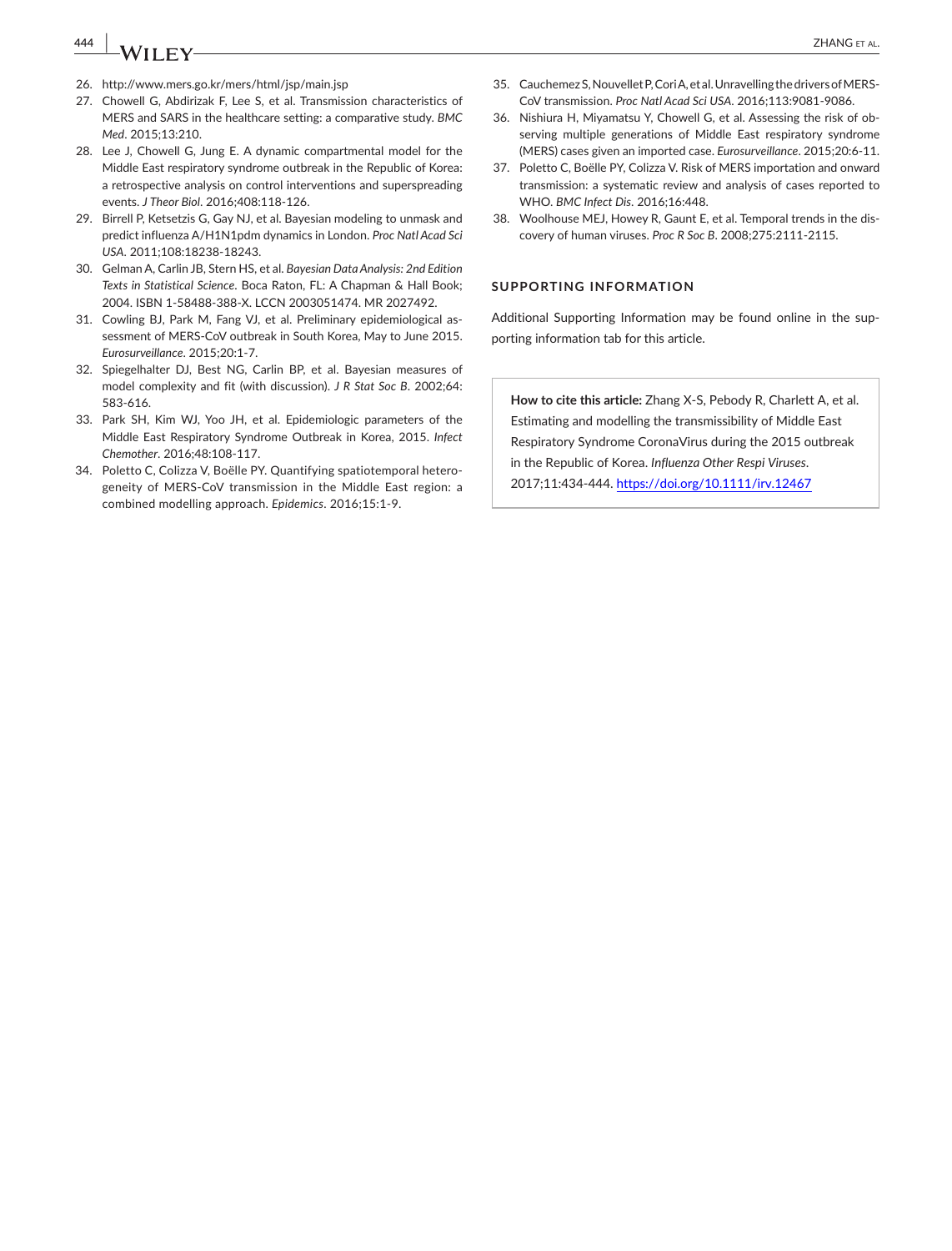26. http://www.mers.go.kr/mers/html/jsp/main.jsp
27. Chowell G, Abdirizak F, Lee S, et al. Transmission characteristics of MERS and SARS in the healthcare setting: a comparative study. *BMC Med*. 2015;13:210.
28. Lee J, Chowell G, Jung E. A dynamic compartmental model for the Middle East respiratory syndrome outbreak in the Republic of Korea: a retrospective analysis on control interventions and superspreading events. *J Theor Biol*. 2016;408:118-126.
29. Birrell P, Ketsetzis G, Gay NJ, et al. Bayesian modeling to unmask and predict influenza A/H1N1pdm dynamics in London. *Proc Natl Acad Sci USA*. 2011;108:18238-18243.
30. Gelman A, Carlin JB, Stern HS, et al. *Bayesian Data Analysis: 2nd Edition Texts in Statistical Science*. Boca Raton, FL: A Chapman & Hall Book; 2004. ISBN 1-58488-388-X. LCCN 2003051474. MR 2027492.
31. Cowling BJ, Park M, Fang VJ, et al. Preliminary epidemiological assessment of MERS-CoV outbreak in South Korea, May to June 2015. *Eurosurveillance*. 2015;20:1-7.
32. Spiegelhalter DJ, Best NG, Carlin BP, et al. Bayesian measures of model complexity and fit (with discussion). *J R Stat Soc B*. 2002;64:583-616.
33. Park SH, Kim WJ, Yoo JH, et al. Epidemiologic parameters of the Middle East Respiratory Syndrome Outbreak in Korea, 2015. *Infect Chemother*. 2016;48:108-117.
34. Poletto C, Colizza V, Boëlle PY. Quantifying spatiotemporal heterogeneity of MERS-CoV transmission in the Middle East region: a combined modelling approach. *Epidemics*. 2016;15:1-9.
35. Cauchemez S, Nouvellet P, Cori A, et al. Unravelling the drivers of MERS-CoV transmission. *Proc Natl Acad Sci USA*. 2016;113:9081-9086.
36. Nishiura H, Miyamatsu Y, Chowell G, et al. Assessing the risk of observing multiple generations of Middle East respiratory syndrome (MERS) cases given an imported case. *Eurosurveillance*. 2015;20:6-11.
37. Poletto C, Boëlle PY, Colizza V. Risk of MERS importation and onward transmission: a systematic review and analysis of cases reported to WHO. *BMC Infect Dis*. 2016;16:448.
38. Woolhouse MEJ, Howey R, Gaunt E, et al. Temporal trends in the discovery of human viruses. *Proc R Soc B*. 2008;275:2111-2115.

## SUPPORTING INFORMATION

Additional Supporting Information may be found online in the supporting information tab for this article.

**How to cite this article:** Zhang X-S, Pebody R, Charlett A, et al. Estimating and modelling the transmissibility of Middle East Respiratory Syndrome CoronaVirus during the 2015 outbreak in the Republic of Korea. *Influenza Other Respi Viruses*. 2017;11:434-444. https://doi.org/10.1111/irv.12467